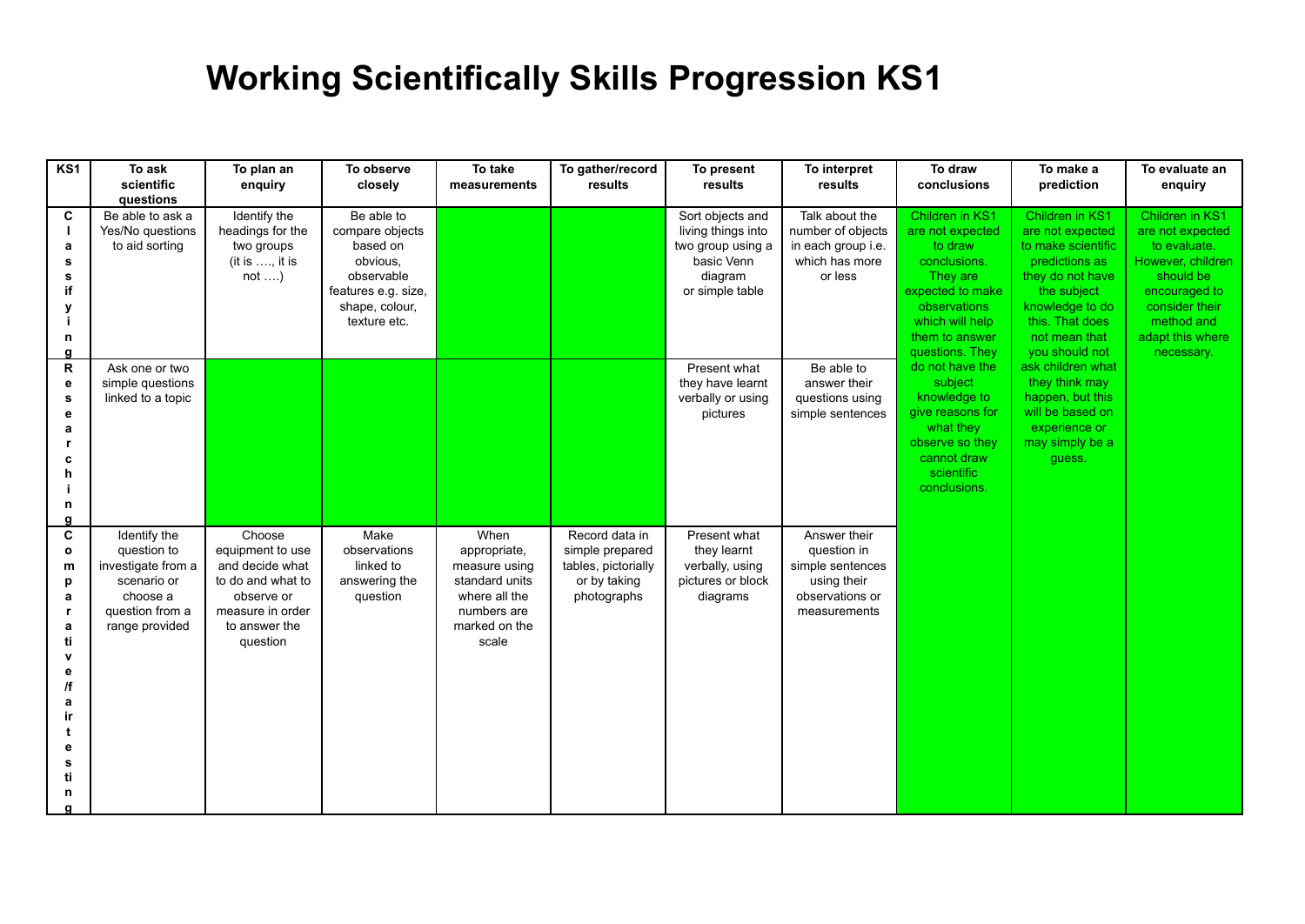# Working Scientifically Skills Progression KS1

| KS1 | To ask scientific questions | To plan an enquiry | To observe closely | To take measurements | To gather/record results | To present results | To interpret results | To draw conclusions | To make a prediction | To evaluate an enquiry |
|---|---|---|---|---|---|---|---|---|---|---|
| Classifying | Be able to ask a Yes/No questions to aid sorting | Identify the headings for the two groups (it is …., it is not ….) | Be able to compare objects based on obvious, observable features e.g. size, shape, colour, texture etc. | | | Sort objects and living things into two group using a basic Venn diagram or simple table | Talk about the number of objects in each group i.e. which has more or less | Children in KS1 are not expected to draw conclusions. They are expected to make observations which will help them to answer questions. They do not have the subject knowledge to give reasons for what they observe so they cannot draw scientific conclusions. | Children in KS1 are not expected to make scientific predictions as they do not have the subject knowledge to do this. That does not mean that you should not ask children what they think may happen, but this will be based on experience or may simply be a guess. | Children in KS1 are not expected to evaluate. However, children should be encouraged to consider their method and adapt this where necessary. |
| Researching | Ask one or two simple questions linked to a topic | | | | | Present what they have learnt verbally or using pictures | Be able to answer their questions using simple sentences | | | |
| Comparative/fair testing | Identify the question to investigate from a scenario or choose a question from a range provided | Choose equipment to use and decide what to do and what to observe or measure in order to answer the question | Make observations linked to answering the question | When appropriate, measure using standard units where all the numbers are marked on the scale | Record data in simple prepared tables, pictorially or by taking photographs | Present what they learnt verbally, using pictures or block diagrams | Answer their question in simple sentences using their observations or measurements | | | |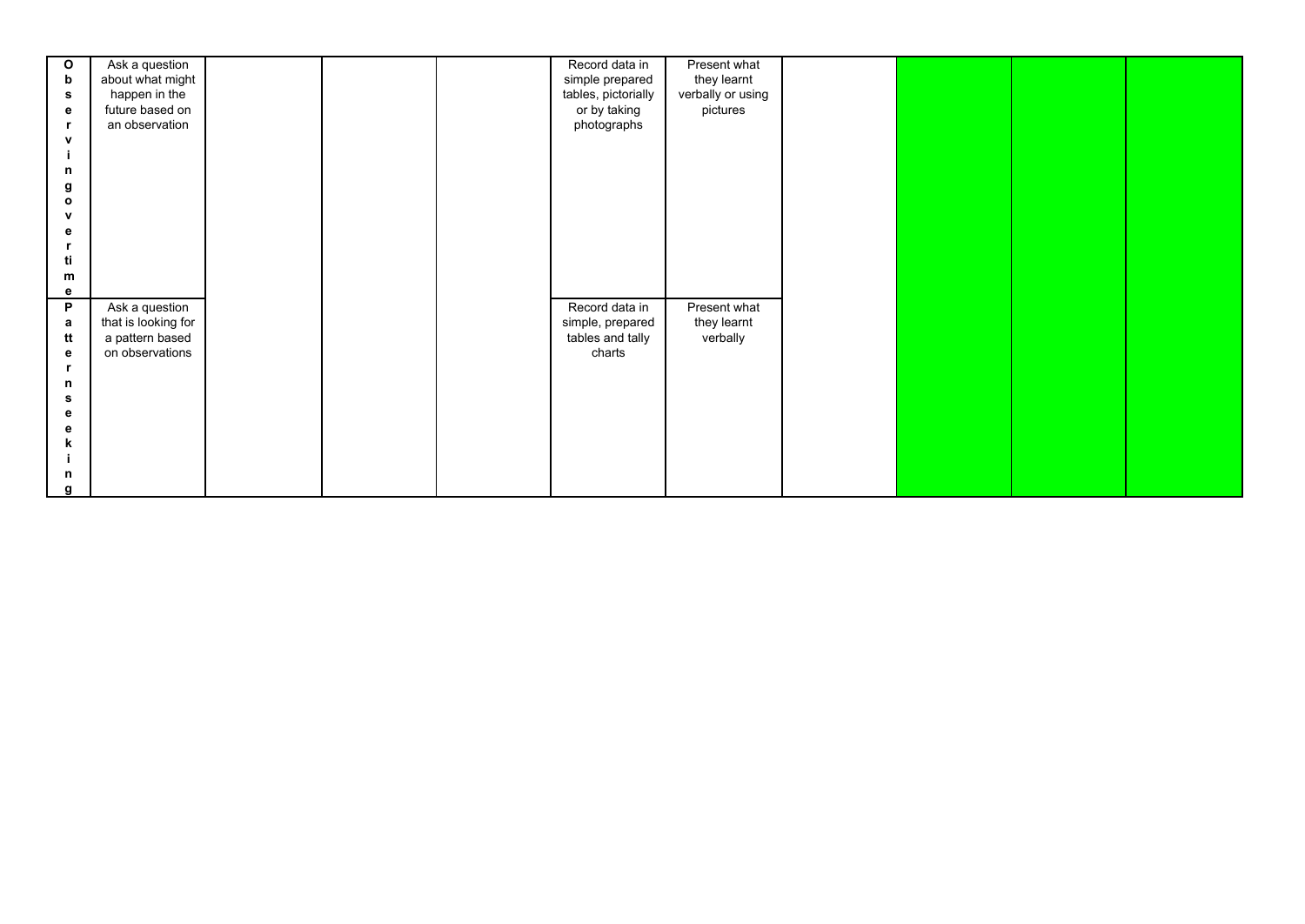| | | | | | | | | | | |
|---|---|---|---|---|---|---|---|---|---|---|
| **Observing over time** | Ask a question about what might happen in the future based on an observation | | | | Record data in simple prepared tables, pictorially or by taking photographs | Present what they learnt verbally or using pictures | | | | |
| **Pattern seeking** | Ask a question that is looking for a pattern based on observations | | | | Record data in simple, prepared tables and tally charts | Present what they learnt verbally | | | | |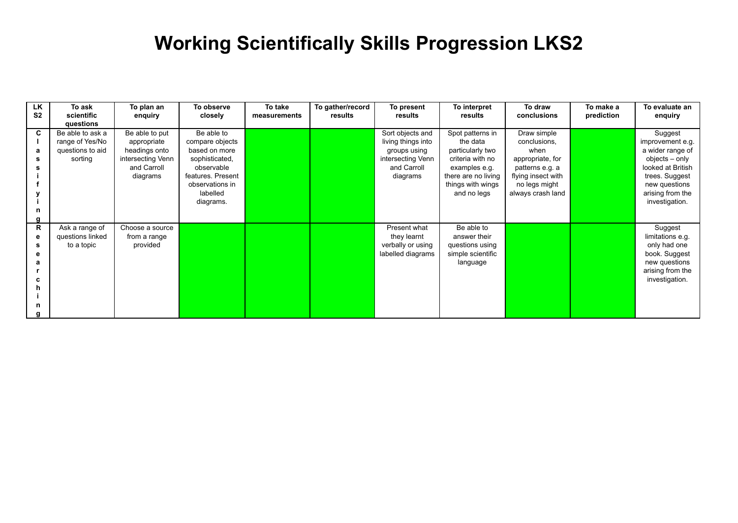# Working Scientifically Skills Progression LKS2

| LKS2 | To ask scientific questions | To plan an enquiry | To observe closely | To take measurements | To gather/record results | To present results | To interpret results | To draw conclusions | To make a prediction | To evaluate an enquiry |
|---|---|---|---|---|---|---|---|---|---|---|
| Classifying | Be able to ask a range of Yes/No questions to aid sorting | Be able to put appropriate headings onto intersecting Venn and Carroll diagrams | Be able to compare objects based on more sophisticated, observable features. Present observations in labelled diagrams. | | | Sort objects and living things into groups using intersecting Venn and Carroll diagrams | Spot patterns in the data particularly two criteria with no examples e.g. there are no living things with wings and no legs | Draw simple conclusions, when appropriate, for patterns e.g. a flying insect with no legs might always crash land | | Suggest improvement e.g. a wider range of objects – only looked at British trees. Suggest new questions arising from the investigation. |
| Researching | Ask a range of questions linked to a topic | Choose a source from a range provided | | | | Present what they learnt verbally or using labelled diagrams | Be able to answer their questions using simple scientific language | | | Suggest limitations e.g. only had one book. Suggest new questions arising from the investigation. |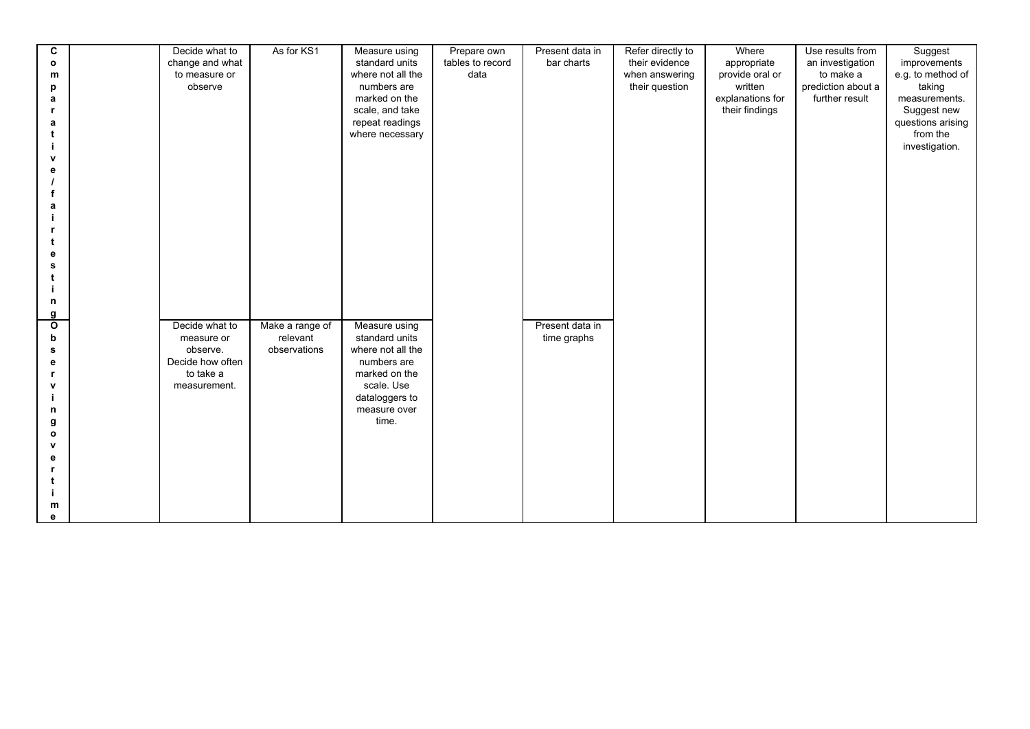| | | | | | | | | | | |
|---|---|---|---|---|---|---|---|---|---|---|
| **Comparative/fair testing** | | Decide what to change and what to measure or observe | As for KS1 | Measure using standard units where not all the numbers are marked on the scale, and take repeat readings where necessary | Prepare own tables to record data | Present data in bar charts | Refer directly to their evidence when answering their question | Where appropriate provide oral or written explanations for their findings | Use results from an investigation to make a prediction about a further result | Suggest improvements e.g. to method of taking measurements. Suggest new questions arising from the investigation. |
| **Observing over time** | | Decide what to measure or observe. Decide how often to take a measurement. | Make a range of relevant observations | Measure using standard units where not all the numbers are marked on the scale. Use dataloggers to measure over time. | | Present data in time graphs | | | | |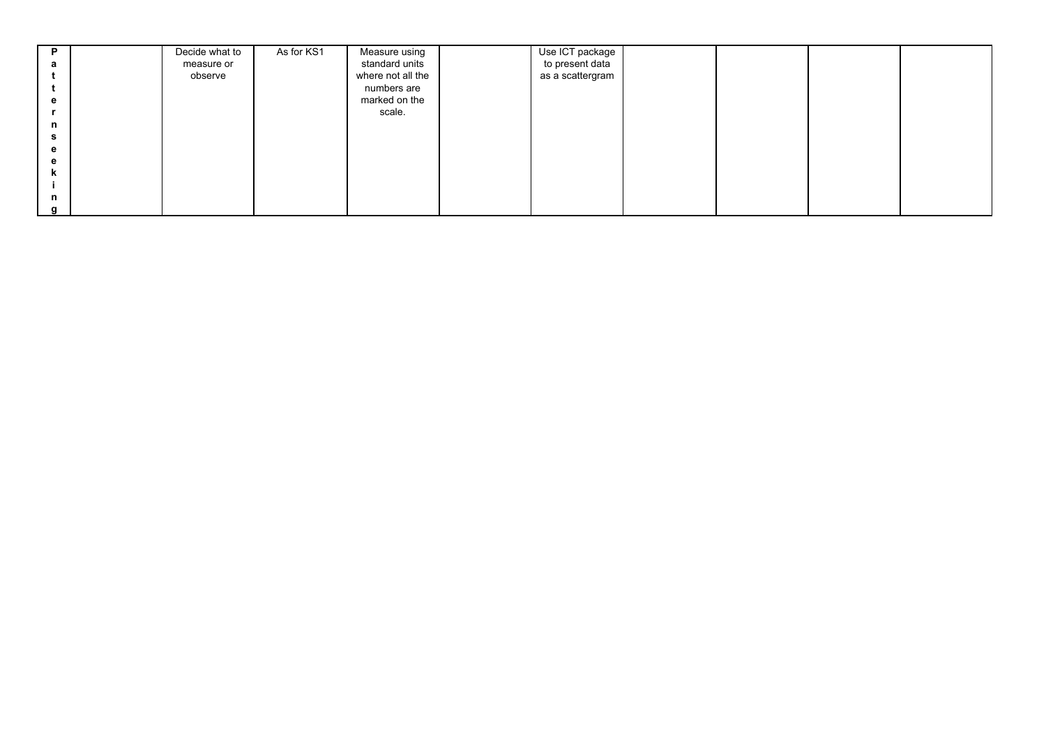| | | | | | | | | | | |
|---|---|---|---|---|---|---|---|---|---|---|
| **Patternseeking** | | Decide what to measure or observe | As for KS1 | Measure using standard units where not all the numbers are marked on the scale. | | Use ICT package to present data as a scattergram | | | | |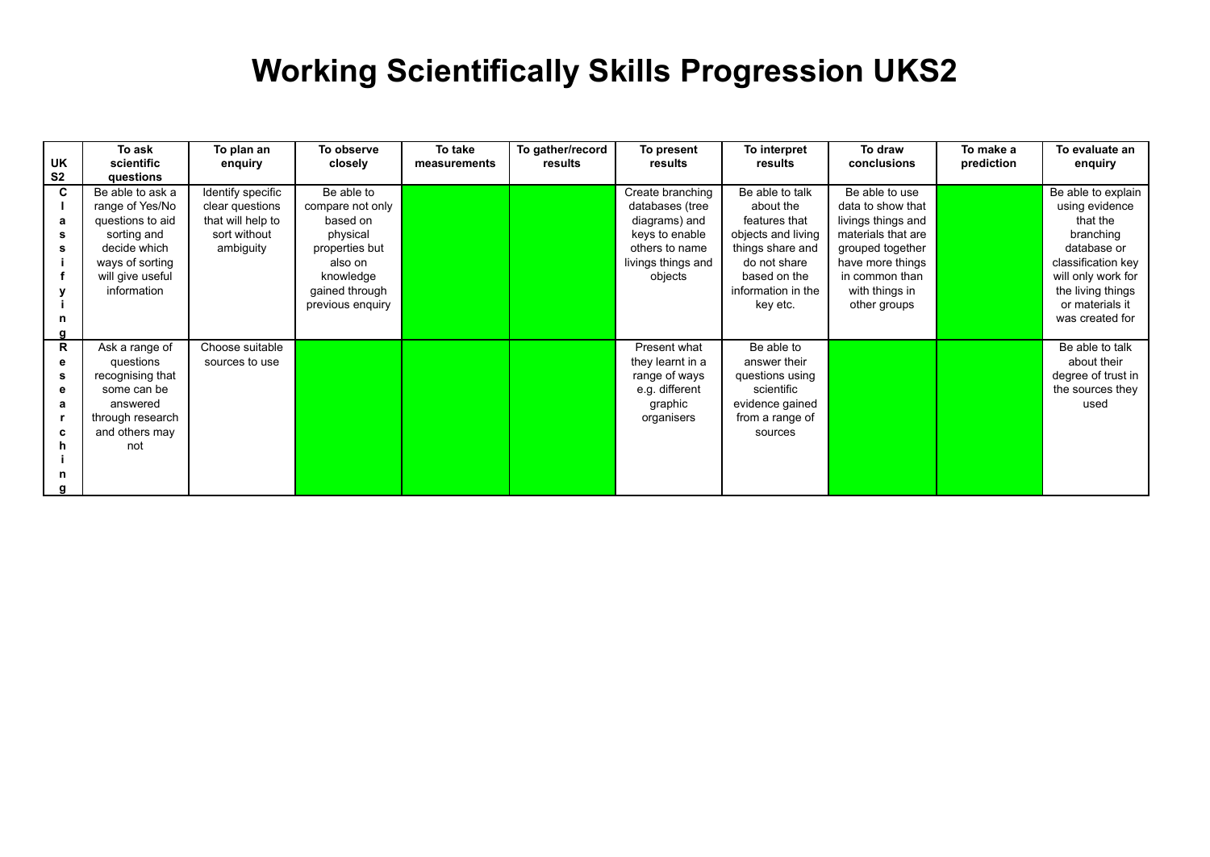# Working Scientifically Skills Progression UKS2

| UK S2 | To ask scientific questions | To plan an enquiry | To observe closely | To take measurements | To gather/record results | To present results | To interpret results | To draw conclusions | To make a prediction | To evaluate an enquiry |
|---|---|---|---|---|---|---|---|---|---|---|
| **Classifying** | Be able to ask a range of Yes/No questions to aid sorting and decide which ways of sorting will give useful information | Identify specific clear questions that will help to sort without ambiguity | Be able to compare not only based on physical properties but also on knowledge gained through previous enquiry | | | Create branching databases (tree diagrams) and keys to enable others to name livings things and objects | Be able to talk about the features that objects and living things share and do not share based on the information in the key etc. | Be able to use data to show that livings things and materials that are grouped together have more things in common than with things in other groups | | Be able to explain using evidence that the branching database or classification key will only work for the living things or materials it was created for |
| **Researching** | Ask a range of questions recognising that some can be answered through research and others may not | Choose suitable sources to use | | | | Present what they learnt in a range of ways e.g. different graphic organisers | Be able to answer their questions using scientific evidence gained from a range of sources | | | Be able to talk about their degree of trust in the sources they used |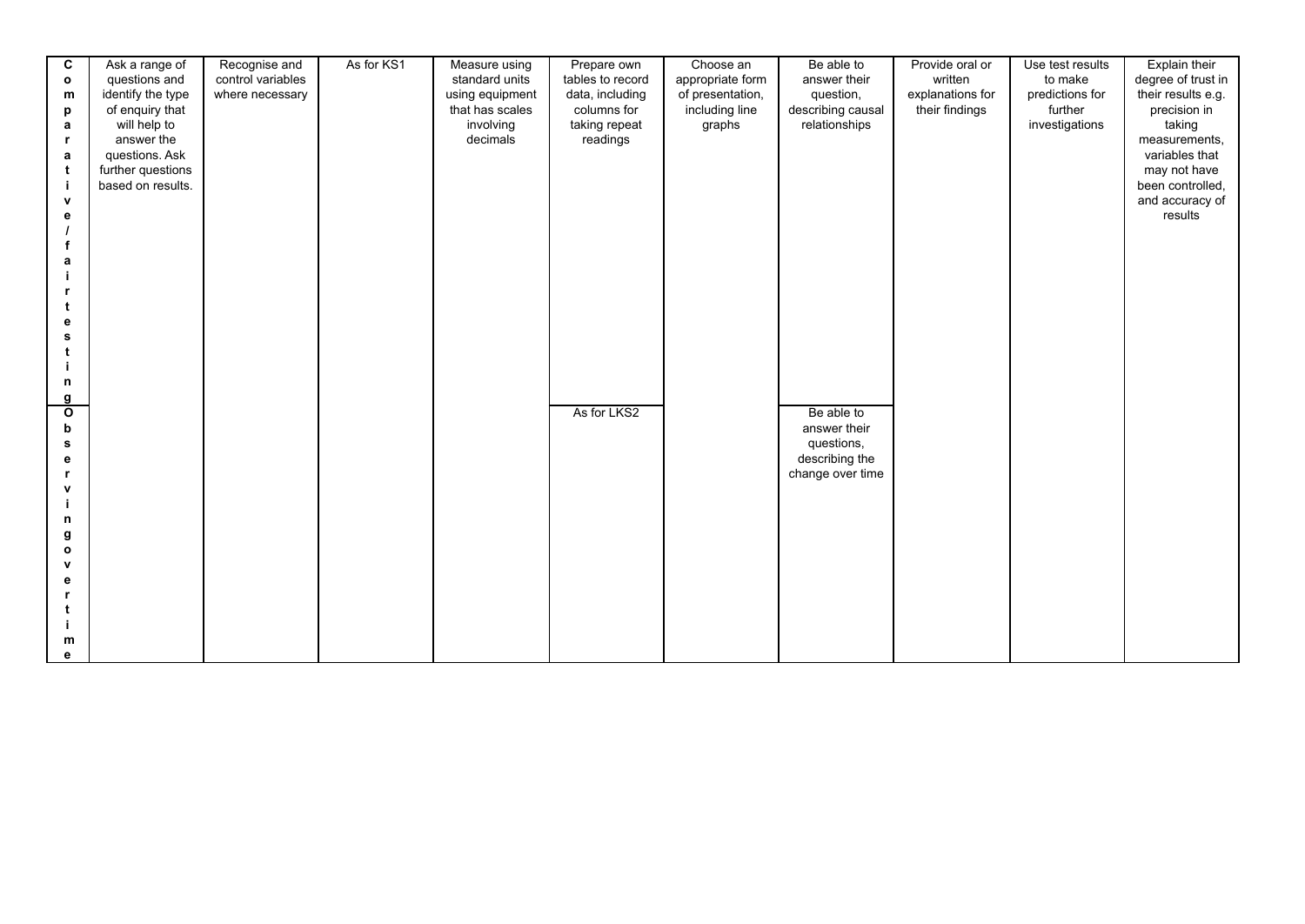| | | | | | | | | | | |
|---|---|---|---|---|---|---|---|---|---|---|
| **Comparative/fair testing** | Ask a range of questions and identify the type of enquiry that will help to answer the questions. Ask further questions based on results. | Recognise and control variables where necessary | As for KS1 | Measure using standard units using equipment that has scales involving decimals | Prepare own tables to record data, including columns for taking repeat readings | Choose an appropriate form of presentation, including line graphs | Be able to answer their question, describing causal relationships | Provide oral or written explanations for their findings | Use test results to make predictions for further investigations | Explain their degree of trust in their results e.g. precision in taking measurements, variables that may not have been controlled, and accuracy of results |
| **Observing over time** | | | | | As for LKS2 | | Be able to answer their questions, describing the change over time | | | |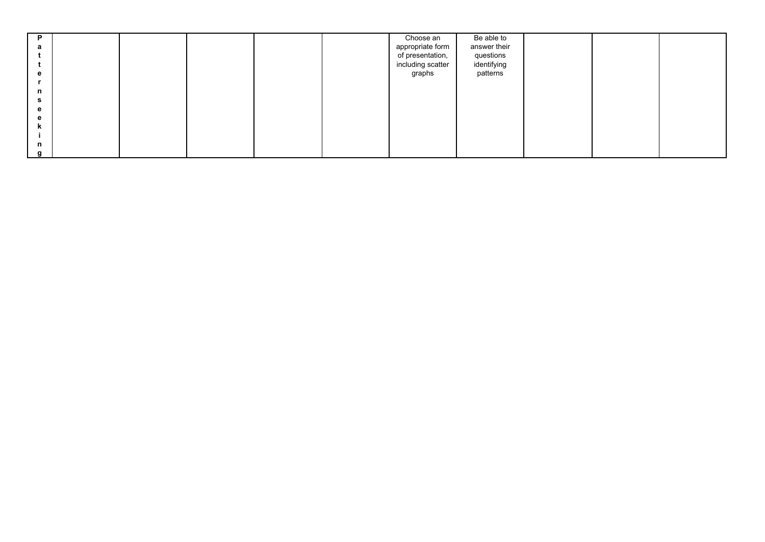| | | | | | | | | | | |
|---|---|---|---|---|---|---|---|---|---|---|
| **Pattern seeking** | | | | | | Choose an appropriate form of presentation, including scatter graphs | Be able to answer their questions identifying patterns | | | |